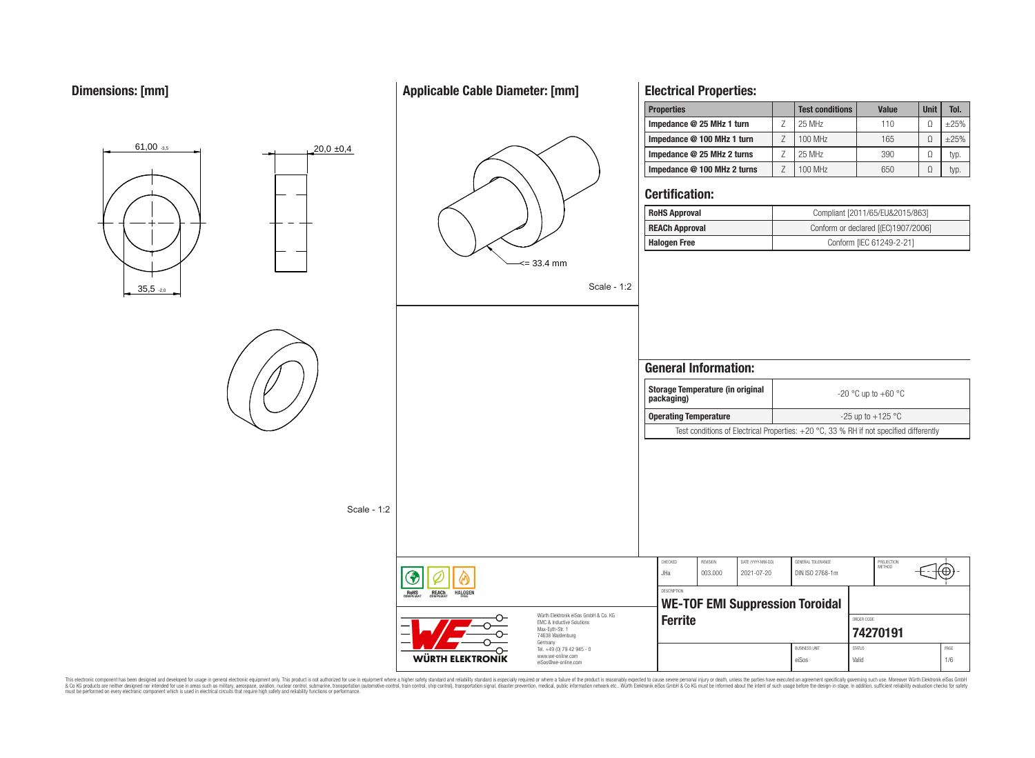## Dimensions: [mm]

61,00 -3,5

20,0 ±0,4

35,5 -2,0

Scale - 1:2

## Applicable Cable Diameter: [mm]

<= 33.4 mm

Scale - 1:2

## Electrical Properties:

| Properties | | Test conditions | Value | Unit | Tol. |
|---|---|---|---|---|---|
| Impedance @ 25 MHz 1 turn | Z | 25 MHz | 110 | Ω | ±25% |
| Impedance @ 100 MHz 1 turn | Z | 100 MHz | 165 | Ω | ±25% |
| Impedance @ 25 MHz 2 turns | Z | 25 MHz | 390 | Ω | typ. |
| Impedance @ 100 MHz 2 turns | Z | 100 MHz | 650 | Ω | typ. |

## Certification:

| | |
|---|---|
| RoHS Approval | Compliant [2011/65/EU&2015/863] |
| REACh Approval | Conform or declared [(EC)1907/2006] |
| Halogen Free | Conform [IEC 61249-2-21] |

## General Information:

| | |
|---|---|
| Storage Temperature (in original packaging) | -20 °C up to +60 °C |
| Operating Temperature | -25 up to +125 °C |
| Test conditions of Electrical Properties: +20 °C, 33 % RH if not specified differently | |

| CHECKED | REVISION | DATE (YYYY-MM-DD) | GENERAL TOLERANCE | PROJECTION METHOD |
|---|---|---|---|---|
| JHa | 003.000 | 2021-07-20 | DIN ISO 2768-1m | |

DESCRIPTION: **WE-TOF EMI Suppression Toroidal Ferrite**

ORDER CODE: **74270191**

BUSINESS UNIT: eiSos | STATUS: Valid | PAGE: 1/6

Würth Elektronik eiSos GmbH & Co. KG
EMC & Inductive Solutions
Max-Eyth-Str. 1
74638 Waldenburg
Germany
Tel. +49 (0) 79 42 945 - 0
www.we-online.com
eiSos@we-online.com

This electronic component has been designed and developed for usage in general electronic equipment only. This product is not authorized for use in equipment where a higher safety standard and reliability standard is especially required or where a failure of the product is reasonably expected to cause severe personal injury or death, unless the parties have executed an agreement specifically governing such use. Moreover Würth Elektronik eiSos GmbH & Co KG products are neither designed nor intended for use in areas such as military, aerospace, aviation, nuclear control, submarine, transportation (automotive control, train control, ship control), transportation signal, disaster prevention, medical, public information network etc.. Würth Elektronik eiSos GmbH & Co KG must be informed about the intent of such usage before the design-in stage. In addition, sufficient reliability evaluation checks for safety must be performed on every electronic component which is used in electrical circuits that require high safety and reliability functions or performance.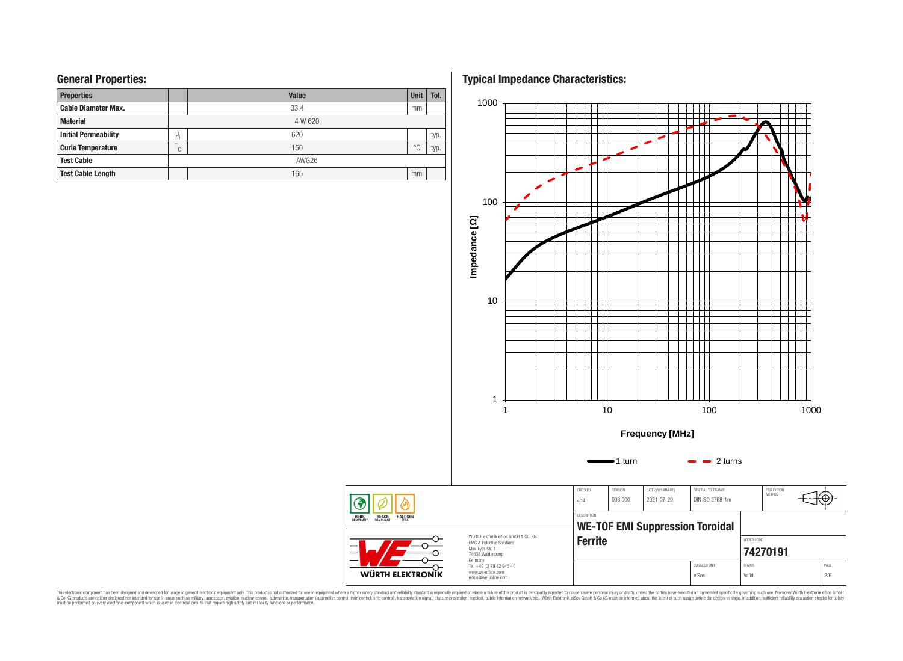## General Properties:

| Properties | | Value | Unit | Tol. |
|---|---|---|---|---|
| Cable Diameter Max. | | 33.4 | mm | |
| Material | | 4 W 620 | | |
| Initial Permeability | $\mu_i$ | 620 | | typ. |
| Curie Temperature | $T_C$ | 150 | °C | typ. |
| Test Cable | | AWG26 | | |
| Test Cable Length | | 165 | mm | |

## Typical Impedance Characteristics:

Impedance [Ω] vs. Frequency [MHz]

1 turn — 2 turns

| CHECKED | REVISION | DATE (YYYY-MM-DD) | GENERAL TOLERANCE | PROJECTION METHOD |
|---|---|---|---|---|
| JHa | 003.000 | 2021-07-20 | DIN ISO 2768-1m | |

DESCRIPTION
**WE-TOF EMI Suppression Toroidal Ferrite**

ORDER CODE
**74270191**

| BUSINESS UNIT | STATUS | PAGE |
|---|---|---|
| eiSos | Valid | 2/6 |

Würth Elektronik eiSos GmbH & Co. KG
EMC & Inductive Solutions
Max-Eyth-Str. 1
74638 Waldenburg
Germany
Tel. +49 (0) 79 42 945 - 0
www.we-online.com
eiSos@we-online.com

This electronic component has been designed and developed for usage in general electronic equipment only. This product is not authorized for use in equipment where a higher safety standard and reliability standard is especially required or where a failure of the product is reasonably expected to cause severe personal injury or death, unless the parties have executed an agreement specifically governing such use. Moreover Würth Elektronik eiSos GmbH & Co KG products are neither designed nor intended for use in areas such as military, aerospace, aviation, nuclear control, submarine, transportation (automotive control, train control, ship control), transportation signal, disaster prevention, medical, public information network etc.. Würth Elektronik eiSos GmbH & Co KG must be informed about the intent of such usage before the design-in stage. In addition, sufficient reliability evaluation checks for safety must be performed on every electronic component which is used in electrical circuits that require high safety and reliability functions or performance.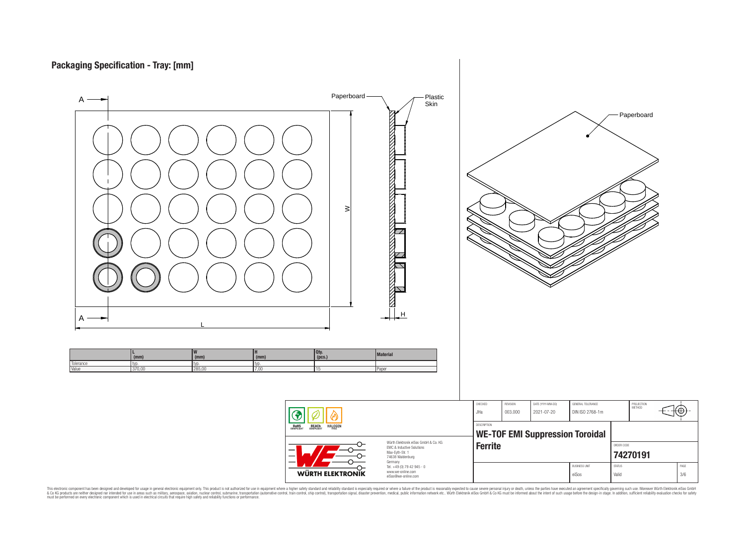# Packaging Specification - Tray: [mm]

A — A

Paperboard — Plastic Skin

W

H

L

Paperboard

| | L (mm) | W (mm) | H (mm) | Qty. (pcs.) | Material |
|---|---|---|---|---|---|
| Tolerance | typ. | typ. | typ. | | |
| Value | 370,00 | 285,00 | 7,00 | 15 | Paper |

| CHECKED | REVISION | DATE (YYYY-MM-DD) | GENERAL TOLERANCE | PROJECTION METHOD |
|---|---|---|---|---|
| JHa | 003.000 | 2021-07-20 | DIN ISO 2768-1m | |

RoHS COMPLIANT — REACh COMPLIANT — HALOGEN FREE

DESCRIPTION

**WE-TOF EMI Suppression Toroidal Ferrite**

ORDER CODE

**74270191**

Würth Elektronik eiSos GmbH & Co. KG
EMC & Inductive Solutions
Max-Eyth-Str. 1
74638 Waldenburg
Germany
Tel. +49 (0) 79 42 945 - 0
www.we-online.com
eiSos@we-online.com

WÜRTH ELEKTRONIK

| BUSINESS UNIT | STATUS | PAGE |
|---|---|---|
| eiSos | Valid | 3/6 |

This electronic component has been designed and developed for usage in general electronic equipment only. This product is not authorized for use in equipment where a higher safety standard and reliability standard is especially required or where a failure of the product is reasonably expected to cause severe personal injury or death, unless the parties have executed an agreement specifically governing such use. Moreover Würth Elektronik eiSos GmbH & Co KG products are neither designed nor intended for use in areas such as military, aerospace, aviation, nuclear control, submarine, transportation (automotive control, train control, ship control), transportation signal, disaster prevention, medical, public information network etc.. Würth Elektronik eiSos GmbH & Co KG must be informed about the intent of such usage before the design-in stage. In addition, sufficient reliability evaluation checks for safety must be performed on every electronic component which is used in electrical circuits that require high safety and reliability functions or performance.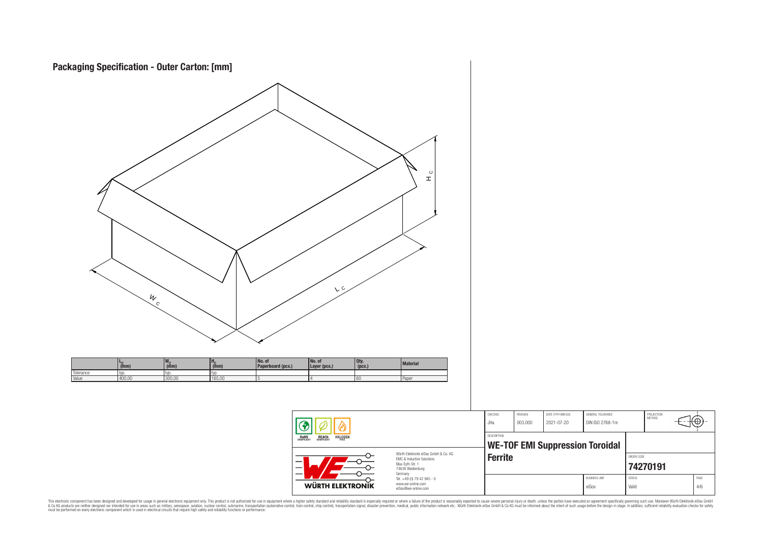## Packaging Specification - Outer Carton: [mm]

|  | $L_C$ (mm) | $W_C$ (mm) | $H_C$ (mm) | No. of Paperboard (pcs.) | No. of Layer (pcs.) | Qty. (pcs.) | Material |
|---|---|---|---|---|---|---|---|
| Tolerance | typ. | typ. | typ. |  |  |  |  |
| Value | 400,00 | 300,00 | 165,00 | 5 | 4 | 60 | Paper |

| CHECKED | REVISION | DATE (YYYY-MM-DD) | GENERAL TOLERANCE | PROJECTION METHOD |
|---|---|---|---|---|
| JHa | 003.000 | 2021-07-20 | DIN ISO 2768-1m |  |

DESCRIPTION

**WE-TOF EMI Suppression Toroidal Ferrite**

ORDER CODE

**74270191**

| BUSINESS UNIT | STATUS | PAGE |
|---|---|---|
| eiSos | Valid | 4/6 |

RoHS COMPLIANT | REACh COMPLIANT | HALOGEN FREE

WÜRTH ELEKTRONIK

Würth Elektronik eiSos GmbH & Co. KG
EMC & Inductive Solutions
Max-Eyth-Str. 1
74638 Waldenburg
Germany
Tel. +49 (0) 79 42 945 - 0
www.we-online.com
eiSos@we-online.com

This electronic component has been designed and developed for usage in general electronic equipment only. This product is not authorized for use in equipment where a higher safety standard and reliability standard is especially required or where a failure of the product is reasonably expected to cause severe personal injury or death, unless the parties have executed an agreement specifically governing such use. Moreover Würth Elektronik eiSos GmbH & Co KG products are neither designed nor intended for use in areas such as military, aerospace, aviation, nuclear control, submarine, transportation (automotive control, train control, ship control), transportation signal, disaster prevention, medical, public information network etc.. Würth Elektronik eiSos GmbH & Co KG must be informed about the intent of such usage before the design-in stage. In addition, sufficient reliability evaluation checks for safety must be performed on every electronic component which is used in electrical circuits that require high safety and reliability functions or performance.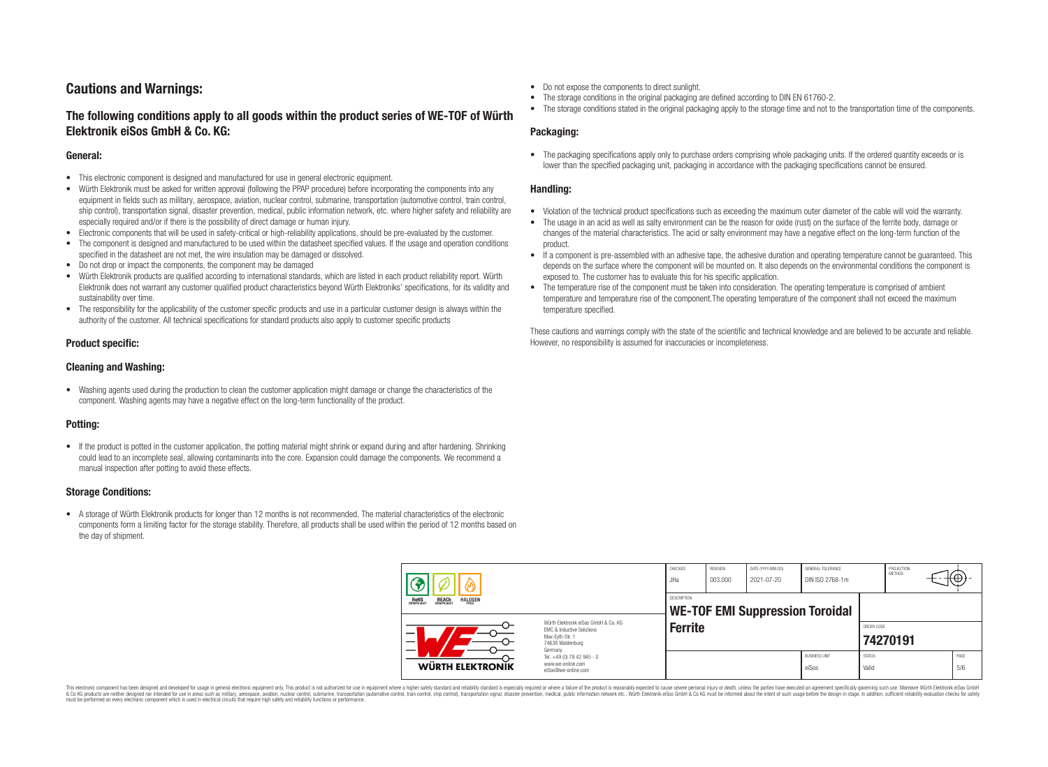## Cautions and Warnings:

### The following conditions apply to all goods within the product series of WE-TOF of Würth Elektronik eiSos GmbH & Co. KG:

#### General:

- This electronic component is designed and manufactured for use in general electronic equipment.
- Würth Elektronik must be asked for written approval (following the PPAP procedure) before incorporating the components into any equipment in fields such as military, aerospace, aviation, nuclear control, submarine, transportation (automotive control, train control, ship control), transportation signal, disaster prevention, medical, public information network, etc. where higher safety and reliability are especially required and/or if there is the possibility of direct damage or human injury.
- Electronic components that will be used in safety-critical or high-reliability applications, should be pre-evaluated by the customer.
- The component is designed and manufactured to be used within the datasheet specified values. If the usage and operation conditions specified in the datasheet are not met, the wire insulation may be damaged or dissolved.
- Do not drop or impact the components, the component may be damaged
- Würth Elektronik products are qualified according to international standards, which are listed in each product reliability report. Würth Elektronik does not warrant any customer qualified product characteristics beyond Würth Elektroniks' specifications, for its validity and sustainability over time.
- The responsibility for the applicability of the customer specific products and use in a particular customer design is always within the authority of the customer. All technical specifications for standard products also apply to customer specific products

#### Product specific:

#### Cleaning and Washing:

- Washing agents used during the production to clean the customer application might damage or change the characteristics of the component. Washing agents may have a negative effect on the long-term functionality of the product.

#### Potting:

- If the product is potted in the customer application, the potting material might shrink or expand during and after hardening. Shrinking could lead to an incomplete seal, allowing contaminants into the core. Expansion could damage the components. We recommend a manual inspection after potting to avoid these effects.

#### Storage Conditions:

- A storage of Würth Elektronik products for longer than 12 months is not recommended. The material characteristics of the electronic components form a limiting factor for the storage stability. Therefore, all products shall be used within the period of 12 months based on the day of shipment.
- Do not expose the components to direct sunlight.
- The storage conditions in the original packaging are defined according to DIN EN 61760-2.
- The storage conditions stated in the original packaging apply to the storage time and not to the transportation time of the components.

#### Packaging:

- The packaging specifications apply only to purchase orders comprising whole packaging units. If the ordered quantity exceeds or is lower than the specified packaging unit, packaging in accordance with the packaging specifications cannot be ensured.

#### Handling:

- Violation of the technical product specifications such as exceeding the maximum outer diameter of the cable will void the warranty.
- The usage in an acid as well as salty environment can be the reason for oxide (rust) on the surface of the ferrite body, damage or changes of the material characteristics. The acid or salty environment may have a negative effect on the long-term function of the product.
- If a component is pre-assembled with an adhesive tape, the adhesive duration and operating temperature cannot be guaranteed. This depends on the surface where the component will be mounted on. It also depends on the environmental conditions the component is exposed to. The customer has to evaluate this for his specific application.
- The temperature rise of the component must be taken into consideration. The operating temperature is comprised of ambient temperature and temperature rise of the component.The operating temperature of the component shall not exceed the maximum temperature specified.

These cautions and warnings comply with the state of the scientific and technical knowledge and are believed to be accurate and reliable. However, no responsibility is assumed for inaccuracies or incompleteness.

| CHECKED | REVISION | DATE (YYYY-MM-DD) | GENERAL TOLERANCE | PROJECTION METHOD |
|---|---|---|---|---|
| JHa | 003.000 | 2021-07-20 | DIN ISO 2768-1m | |

| DESCRIPTION | ORDER CODE | BUSINESS UNIT | STATUS | PAGE |
|---|---|---|---|---|
| WE-TOF EMI Suppression Toroidal Ferrite | 74270191 | eiSos | Valid | 5/6 |

Würth Elektronik eiSos GmbH & Co. KG
EMC & Inductive Solutions
Max-Eyth-Str. 1
74638 Waldenburg
Germany
Tel. +49 (0) 79 42 945 - 0
www.we-online.com
eiSos@we-online.com

This electronic component has been designed and developed for usage in general electronic equipment only. This product is not authorized for use in equipment where a higher safety standard and reliability standard is especially required or where a failure of the product is reasonably expected to cause severe personal injury or death, unless the parties have executed an agreement specifically governing such use. Moreover Würth Elektronik eiSos GmbH & Co KG products are neither designed nor intended for use in areas such as military, aerospace, aviation, nuclear control, submarine, transportation (automotive control, train control, ship control), transportation signal, disaster prevention, medical, public information network etc.. Würth Elektronik eiSos GmbH & Co KG must be informed about the intent of such usage before the design-in stage. In addition, sufficient reliability evaluation checks for safety must be performed on every electronic component which is used in electrical circuits that require high safety and reliability functions or performance.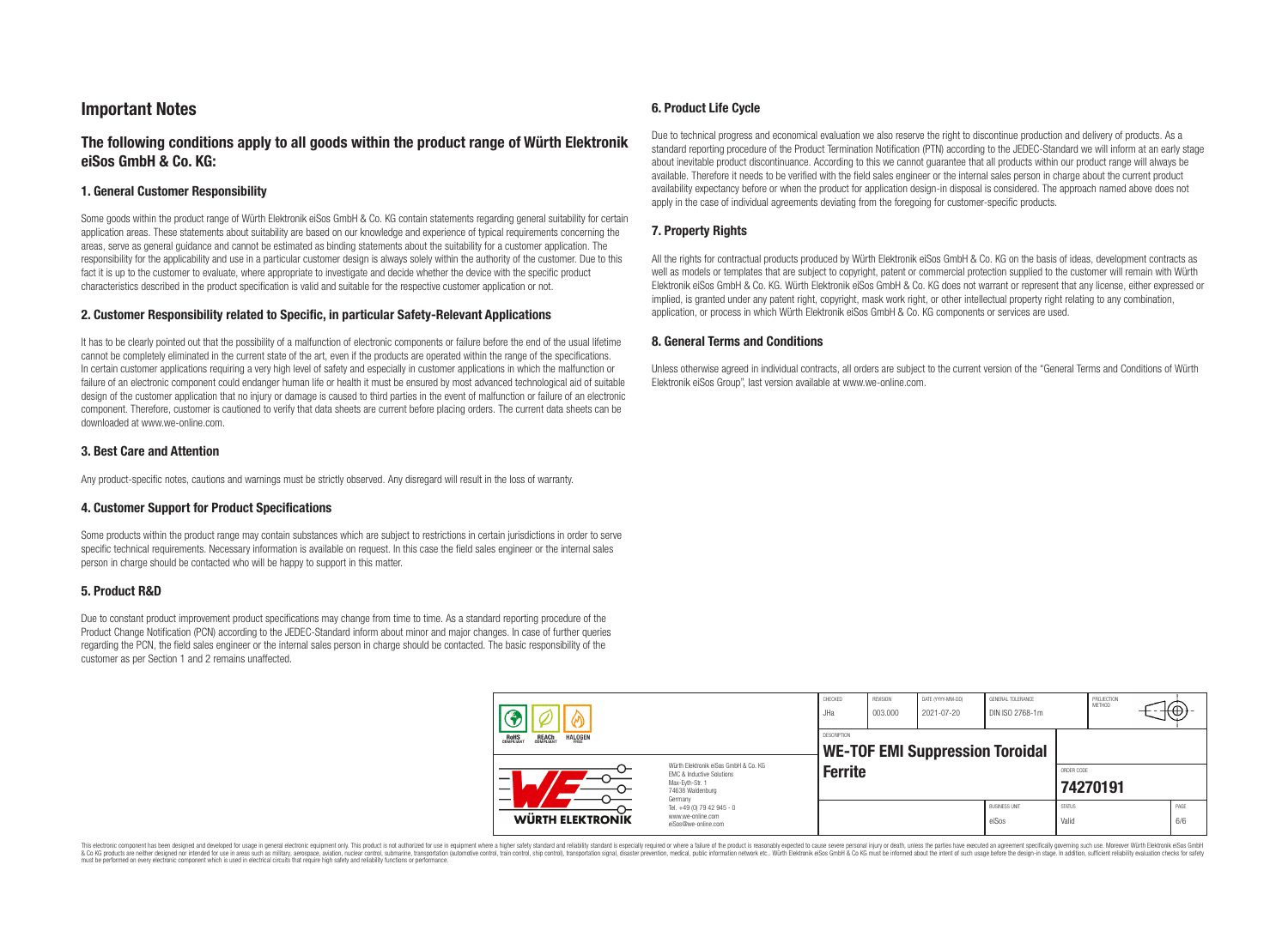# Important Notes

## The following conditions apply to all goods within the product range of Würth Elektronik eiSos GmbH & Co. KG:

### 1. General Customer Responsibility

Some goods within the product range of Würth Elektronik eiSos GmbH & Co. KG contain statements regarding general suitability for certain application areas. These statements about suitability are based on our knowledge and experience of typical requirements concerning the areas, serve as general guidance and cannot be estimated as binding statements about the suitability for a customer application. The responsibility for the applicability and use in a particular customer design is always solely within the authority of the customer. Due to this fact it is up to the customer to evaluate, where appropriate to investigate and decide whether the device with the specific product characteristics described in the product specification is valid and suitable for the respective customer application or not.

### 2. Customer Responsibility related to Specific, in particular Safety-Relevant Applications

It has to be clearly pointed out that the possibility of a malfunction of electronic components or failure before the end of the usual lifetime cannot be completely eliminated in the current state of the art, even if the products are operated within the range of the specifications. In certain customer applications requiring a very high level of safety and especially in customer applications in which the malfunction or failure of an electronic component could endanger human life or health it must be ensured by most advanced technological aid of suitable design of the customer application that no injury or damage is caused to third parties in the event of malfunction or failure of an electronic component. Therefore, customer is cautioned to verify that data sheets are current before placing orders. The current data sheets can be downloaded at www.we-online.com.

### 3. Best Care and Attention

Any product-specific notes, cautions and warnings must be strictly observed. Any disregard will result in the loss of warranty.

### 4. Customer Support for Product Specifications

Some products within the product range may contain substances which are subject to restrictions in certain jurisdictions in order to serve specific technical requirements. Necessary information is available on request. In this case the field sales engineer or the internal sales person in charge should be contacted who will be happy to support in this matter.

### 5. Product R&D

Due to constant product improvement product specifications may change from time to time. As a standard reporting procedure of the Product Change Notification (PCN) according to the JEDEC-Standard inform about minor and major changes. In case of further queries regarding the PCN, the field sales engineer or the internal sales person in charge should be contacted. The basic responsibility of the customer as per Section 1 and 2 remains unaffected.

### 6. Product Life Cycle

Due to technical progress and economical evaluation we also reserve the right to discontinue production and delivery of products. As a standard reporting procedure of the Product Termination Notification (PTN) according to the JEDEC-Standard we will inform at an early stage about inevitable product discontinuance. According to this we cannot guarantee that all products within our product range will always be available. Therefore it needs to be verified with the field sales engineer or the internal sales person in charge about the current product availability expectancy before or when the product for application design-in disposal is considered. The approach named above does not apply in the case of individual agreements deviating from the foregoing for customer-specific products.

### 7. Property Rights

All the rights for contractual products produced by Würth Elektronik eiSos GmbH & Co. KG on the basis of ideas, development contracts as well as models or templates that are subject to copyright, patent or commercial protection supplied to the customer will remain with Würth Elektronik eiSos GmbH & Co. KG. Würth Elektronik eiSos GmbH & Co. KG does not warrant or represent that any license, either expressed or implied, is granted under any patent right, copyright, mask work right, or other intellectual property right relating to any combination, application, or process in which Würth Elektronik eiSos GmbH & Co. KG components or services are used.

### 8. General Terms and Conditions

Unless otherwise agreed in individual contracts, all orders are subject to the current version of the "General Terms and Conditions of Würth Elektronik eiSos Group", last version available at www.we-online.com.

| | | | | | | | |
|---|---|---|---|---|---|---|---|
| RoHS COMPLIANT / REACh COMPLIANT / HALOGEN FREE | | CHECKED JHa | REVISION 003.000 | DATE (YYYY-MM-DD) 2021-07-20 | GENERAL TOLERANCE DIN ISO 2768-1m | PROJECTION METHOD | |
| WÜRTH ELEKTRONIK | Würth Elektronik eiSos GmbH & Co. KG, EMC & Inductive Solutions, Max-Eyth-Str. 1, 74638 Waldenburg, Germany, Tel. +49 (0) 79 42 945 - 0, www.we-online.com, eiSos@we-online.com | DESCRIPTION **WE-TOF EMI Suppression Toroidal Ferrite** | | | | ORDER CODE **74270191** | |
| | | | | | BUSINESS UNIT eiSos | STATUS Valid | PAGE 6/6 |

This electronic component has been designed and developed for usage in general electronic equipment only. This product is not authorized for use in equipment where a higher safety standard and reliability standard is especially required or where a failure of the product is reasonably expected to cause severe personal injury or death, unless the parties have executed an agreement specifically governing such use. Moreover Würth Elektronik eiSos GmbH & Co KG products are neither designed nor intended for use in areas such as military, aerospace, aviation, nuclear control, submarine, transportation (automotive control, train control, ship control), transportation signal, disaster prevention, medical, public information network etc.. Würth Elektronik eiSos GmbH & Co KG must be informed about the intent of such usage before the design-in stage. In addition, sufficient reliability evaluation checks for safety must be performed on every electronic component which is used in electrical circuits that require high safety and reliability functions or performance.